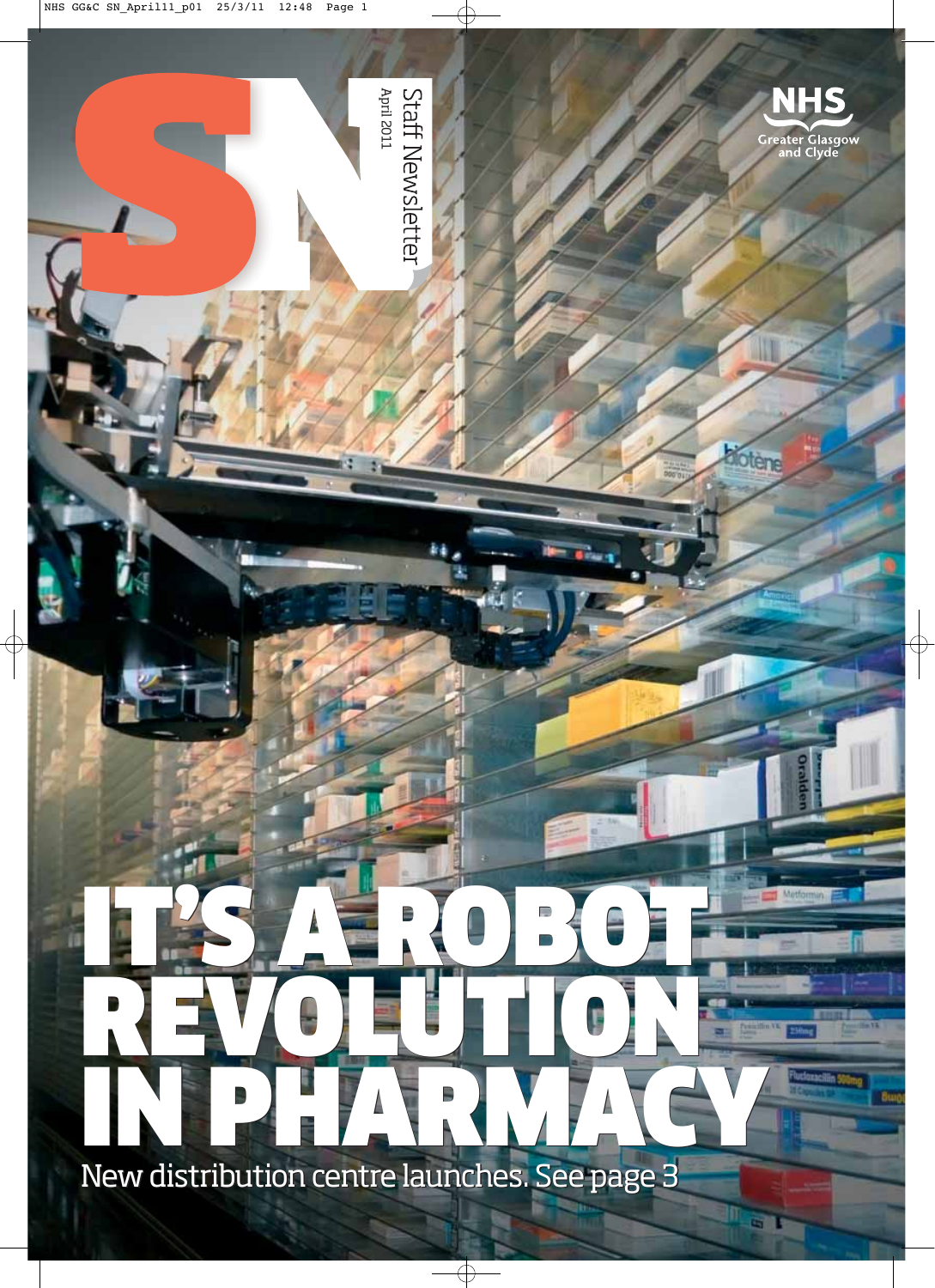# SN

Staff Newsletter

April 2011

NHS Greater Glasgow and Clyde

# IT'S A ROBOT REVOLUTION IN PHARMACY

New distribution centre launches. See page 3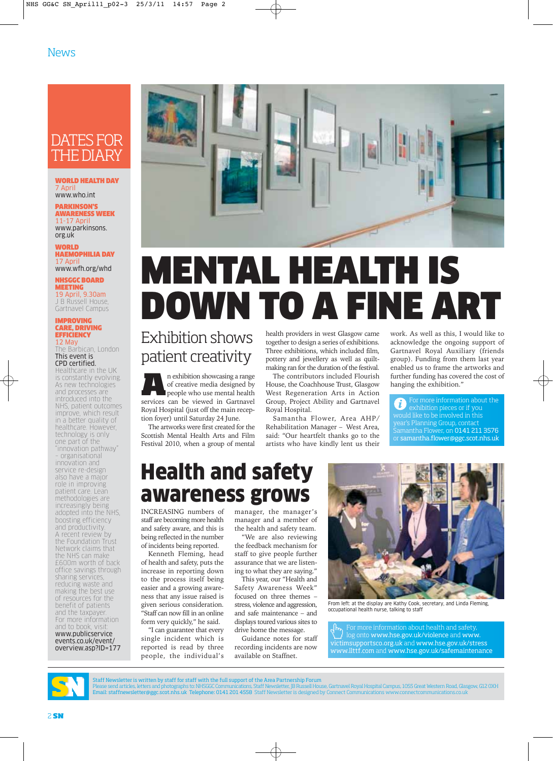News

## DATES FOR THE DIARY

**WORLD HEALTH DAY**
7 April
www.who.int

**PARKINSON'S AWARENESS WEEK**
11-17 April
www.parkinsons.org.uk

**WORLD HAEMOPHILIA DAY**
17 April
www.wfh.org/whd

**NHSGGC BOARD MEETING**
19 April, 9.30am
J B Russell House, Gartnavel Campus

**IMPROVING CARE, DRIVING EFFICIENCY**
12 May
The Barbican, London
This event is CPD certified.
Healthcare in the UK is constantly evolving. As new technologies and processes are introduced into the NHS, patient outcomes improve, which result in a better quality of healthcare. However, technology is only one part of the "innovation pathway" – organisational innovation and service re-design also have a major role in improving patient care. Lean methodologies are increasingly being adopted into the NHS, boosting efficiency and productivity. A recent review by the Foundation Trust Network claims that the NHS can make £600m worth of back office savings through sharing services, reducing waste and making the best use of resources for the benefit of patients and the taxpayer.
For more information and to book, visit: www.publicserviceevents.co.uk/event/overview.asp?ID=177

# MENTAL HEALTH IS DOWN TO A FINE ART

## Exhibition shows patient creativity

An exhibition showcasing a range of creative media designed by people who use mental health services can be viewed in Gartnavel Royal Hospital (just off the main reception foyer) until Saturday 24 June.

The artworks were first created for the Scottish Mental Health Arts and Film Festival 2010, when a group of mental health providers in west Glasgow came together to design a series of exhibitions. Three exhibitions, which included film, pottery and jewellery as well as quilt-making ran for the duration of the festival.

The contributors included Flourish House, the Coachhouse Trust, Glasgow West Regeneration Arts in Action Group, Project Ability and Gartnavel Royal Hospital.

Samantha Flower, Area AHP/ Rehabilitation Manager – West Area, said: "Our heartfelt thanks go to the artists who have kindly lent us their work. As well as this, I would like to acknowledge the ongoing support of Gartnavel Royal Auxiliary (friends group). Funding from them last year enabled us to frame the artworks and further funding has covered the cost of hanging the exhibition."

For more information about the exhibition pieces or if you would like to be involved in this year's Planning Group, contact Samantha Flower, on 0141 211 3576 or samantha.flower@ggc.scot.nhs.uk

# Health and safety awareness grows

INCREASING numbers of staff are becoming more health and safety aware, and this is being reflected in the number of incidents being reported.

Kenneth Fleming, head of health and safety, puts the increase in reporting down to the process itself being easier and a growing awareness that any issue raised is given serious consideration. "Staff can now fill in an online form very quickly," he said.

"I can guarantee that every single incident which is reported is read by three people, the individual's manager, the manager's manager and a member of the health and safety team.

"We are also reviewing the feedback mechanism for staff to give people further assurance that we are listening to what they are saying."

This year, our "Health and Safety Awareness Week" focused on three themes – stress, violence and aggression, and safe maintenance – and displays toured various sites to drive home the message.

Guidance notes for staff recording incidents are now available on Staffnet.

From left: at the display are Kathy Cook, secretary, and Linda Fleming, occupational health nurse, talking to staff

For more information about health and safety, log onto www.hse.gov.uk/violence and www.victimsupportsco.org.uk and www.hse.gov.uk/stress www.llttf.com and www.hse.gov.uk/safemaintenance

Staff Newsletter is written by staff for staff with the full support of the Area Partnership Forum
Please send articles, letters and photographs to: NHSGGC Communications, Staff Newsletter, JB Russell House, Gartnavel Royal Hospital Campus, 1055 Great Western Road, Glasgow, G12 0XH
Email: staffnewsletter@ggc.scot.nhs.uk Telephone: 0141 201 4558 Staff Newsletter is designed by Connect Communications www.connectcommunications.co.uk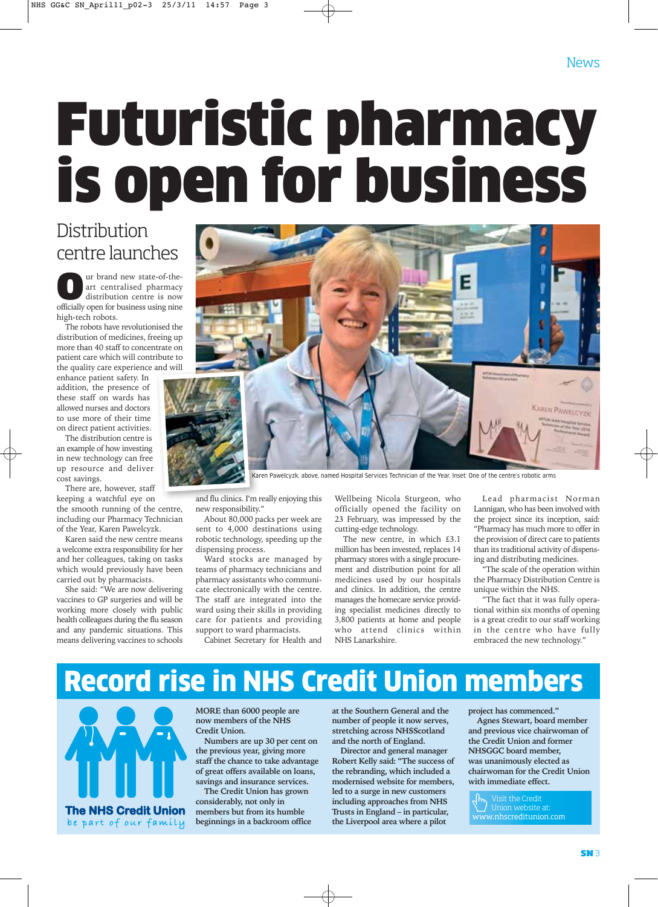News

# Futuristic pharmacy is open for business

## Distribution centre launches

Our brand new state-of-the-art centralised pharmacy distribution centre is now officially open for business using nine high-tech robots.

The robots have revolutionised the distribution of medicines, freeing up more than 40 staff to concentrate on patient care which will contribute to the quality care experience and will enhance patient safety. In addition, the presence of these staff on wards has allowed nurses and doctors to use more of their time on direct patient activities.

The distribution centre is an example of how investing in new technology can free up resource and deliver cost savings.

There are, however, staff keeping a watchful eye on the smooth running of the centre, including our Pharmacy Technician of the Year, Karen Pawelczyk.

Karen said the new centre means a welcome extra responsibility for her and her colleagues, taking on tasks which would previously have been carried out by pharmacists.

She said: "We are now delivering vaccines to GP surgeries and will be working more closely with public health colleagues during the flu season and any pandemic situations. This means delivering vaccines to schools and flu clinics. I'm really enjoying this new responsibility."

Karen Pawelczyk, above, named Hospital Services Technician of the Year. Inset: One of the centre's robotic arms

About 80,000 packs per week are sent to 4,000 destinations using robotic technology, speeding up the dispensing process.

Ward stocks are managed by teams of pharmacy technicians and pharmacy assistants who communicate electronically with the centre. The staff are integrated into the ward using their skills in providing care for patients and providing support to ward pharmacists.

Cabinet Secretary for Health and Wellbeing Nicola Sturgeon, who officially opened the facility on 23 February, was impressed by the cutting-edge technology.

The new centre, in which £3.1 million has been invested, replaces 14 pharmacy stores with a single procurement and distribution point for all medicines used by our hospitals and clinics. In addition, the centre manages the homecare service providing specialist medicines directly to 3,800 patients at home and people who attend clinics within NHS Lanarkshire.

Lead pharmacist Norman Lannigan, who has been involved with the project since its inception, said: "Pharmacy has much more to offer in the provision of direct care to patients than its traditional activity of dispensing and distributing medicines.

"The scale of the operation within the Pharmacy Distribution Centre is unique within the NHS.

"The fact that it was fully operational within six months of opening is a great credit to our staff working in the centre who have fully embraced the new technology."

# Record rise in NHS Credit Union members

**The NHS Credit Union**
*be part of our family*

MORE than 6000 people are now members of the NHS Credit Union.

Numbers are up 30 per cent on the previous year, giving more staff the chance to take advantage of great offers available on loans, savings and insurance services.

The Credit Union has grown considerably, not only in members but from its humble beginnings in a backroom office at the Southern General and the number of people it now serves, stretching across NHSScotland and the north of England.

Director and general manager Robert Kelly said: "The success of the rebranding, which included a modernised website for members, led to a surge in new customers including approaches from NHS Trusts in England – in particular, the Liverpool area where a pilot project has commenced."

Agnes Stewart, board member and previous vice chairwoman of the Credit Union and former NHSGGC board member, was unanimously elected as chairwoman for the Credit Union with immediate effect.

Visit the Credit Union website at: www.nhscreditunion.com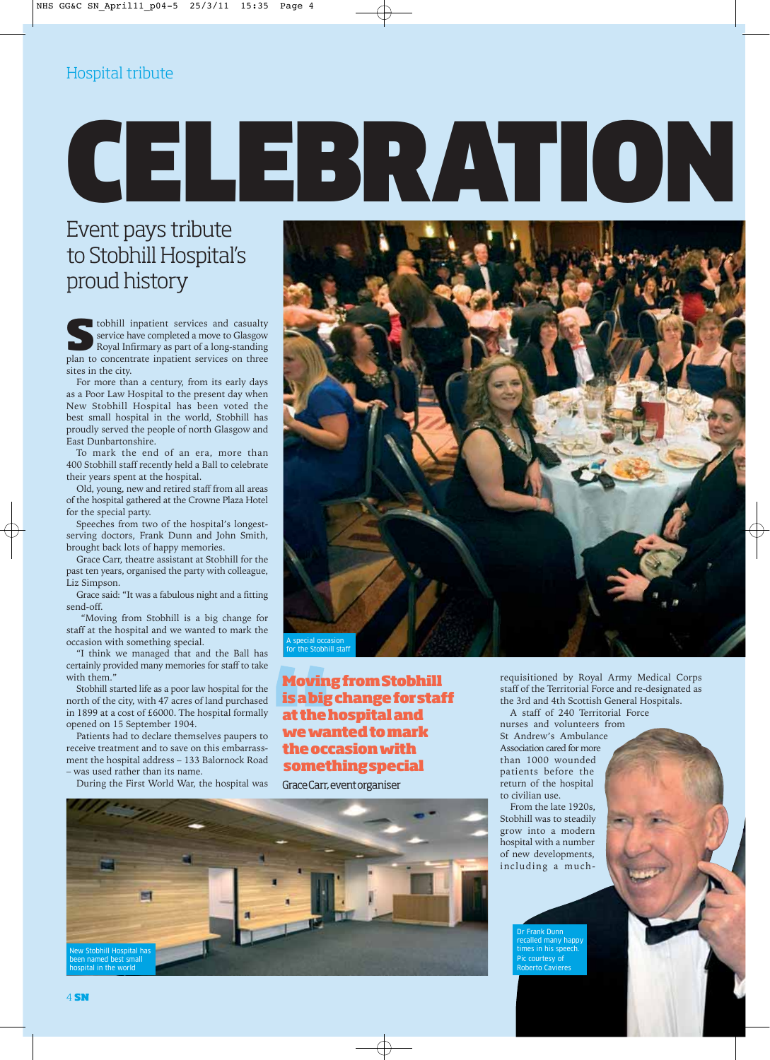Hospital tribute

# CELEBRATION

## Event pays tribute to Stobhill Hospital's proud history

Stobhill inpatient services and casualty service have completed a move to Glasgow Royal Infirmary as part of a long-standing plan to concentrate inpatient services on three sites in the city.

For more than a century, from its early days as a Poor Law Hospital to the present day when New Stobhill Hospital has been voted the best small hospital in the world, Stobhill has proudly served the people of north Glasgow and East Dunbartonshire.

To mark the end of an era, more than 400 Stobhill staff recently held a Ball to celebrate their years spent at the hospital.

Old, young, new and retired staff from all areas of the hospital gathered at the Crowne Plaza Hotel for the special party.

Speeches from two of the hospital's longest-serving doctors, Frank Dunn and John Smith, brought back lots of happy memories.

Grace Carr, theatre assistant at Stobhill for the past ten years, organised the party with colleague, Liz Simpson.

Grace said: "It was a fabulous night and a fitting send-off.

"Moving from Stobhill is a big change for staff at the hospital and we wanted to mark the occasion with something special.

"I think we managed that and the Ball has certainly provided many memories for staff to take with them."

Stobhill started life as a poor law hospital for the north of the city, with 47 acres of land purchased in 1899 at a cost of £6000. The hospital formally opened on 15 September 1904.

Patients had to declare themselves paupers to receive treatment and to save on this embarrassment the hospital address – 133 Balornock Road – was used rather than its name.

During the First World War, the hospital was requisitioned by Royal Army Medical Corps staff of the Territorial Force and re-designated as the 3rd and 4th Scottish General Hospitals.

A staff of 240 Territorial Force nurses and volunteers from St Andrew's Ambulance Association cared for more than 1000 wounded patients before the return of the hospital to civilian use.

From the late 1920s, Stobhill was to steadily grow into a modern hospital with a number of new developments, including a much-

A special occasion for the Stobhill staff

**"Moving from Stobhill is a big change for staff at the hospital and we wanted to mark the occasion with something special**

Grace Carr, event organiser

New Stobhill Hospital has been named best small hospital in the world

Dr Frank Dunn recalled many happy times in his speech. Pic courtesy of Roberto Cavieres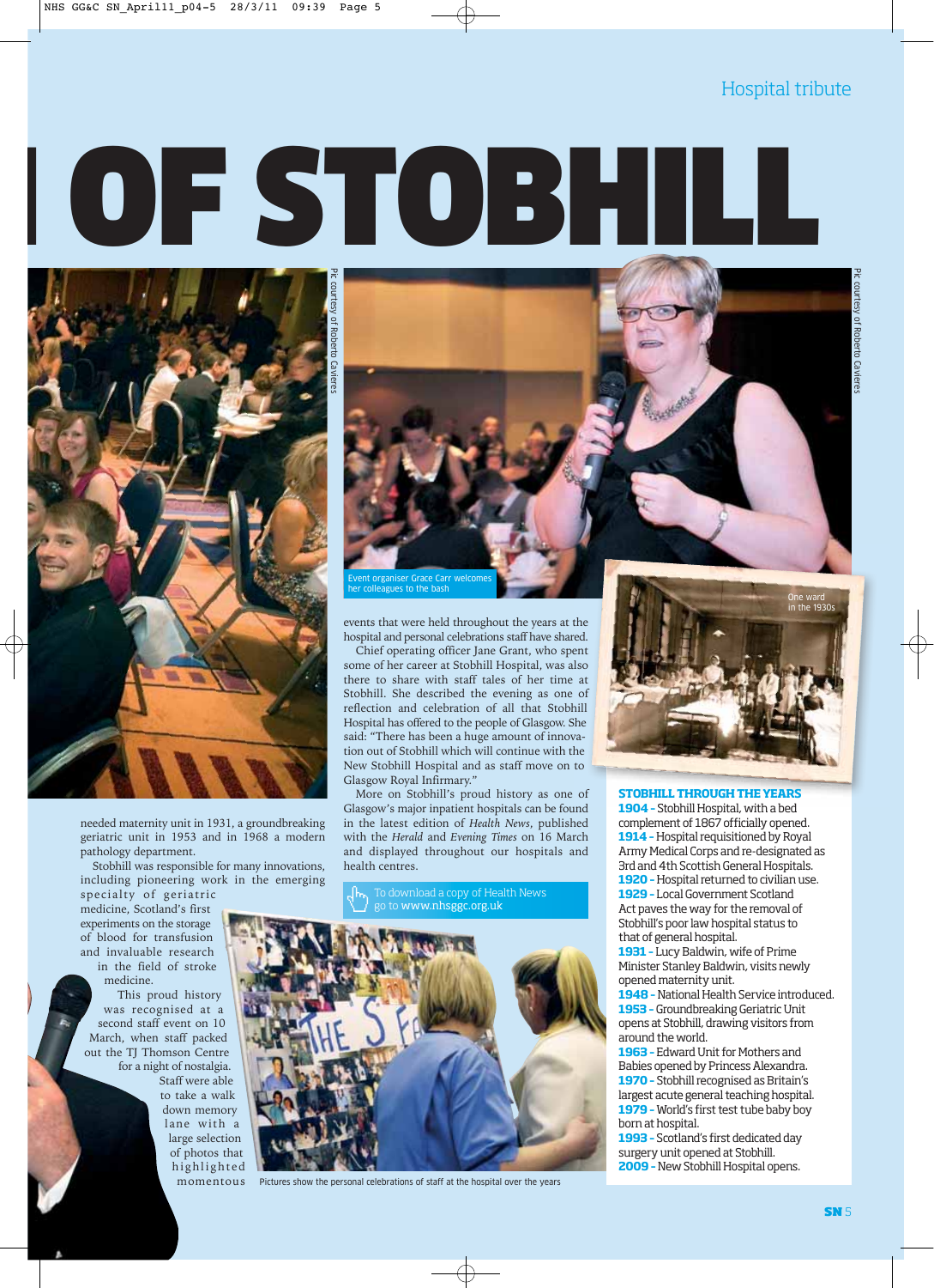Hospital tribute

# OF STOBHILL

Pic courtesy of Roberto Cavieres

Event organiser Grace Carr welcomes her colleagues to the bash

Pic courtesy of Roberto Cavieres

needed maternity unit in 1931, a groundbreaking geriatric unit in 1953 and in 1968 a modern pathology department.

Stobhill was responsible for many innovations, including pioneering work in the emerging specialty of geriatric medicine, Scotland's first experiments on the storage of blood for transfusion and invaluable research in the field of stroke medicine.

This proud history was recognised at a second staff event on 10 March, when staff packed out the TJ Thomson Centre for a night of nostalgia.

Staff were able to take a walk down memory lane with a large selection of photos that highlighted momentous events that were held throughout the years at the hospital and personal celebrations staff have shared.

Chief operating officer Jane Grant, who spent some of her career at Stobhill Hospital, was also there to share with staff tales of her time at Stobhill. She described the evening as one of reflection and celebration of all that Stobhill Hospital has offered to the people of Glasgow. She said: "There has been a huge amount of innovation out of Stobhill which will continue with the New Stobhill Hospital and as staff move on to Glasgow Royal Infirmary."

More on Stobhill's proud history as one of Glasgow's major inpatient hospitals can be found in the latest edition of *Health News*, published with the *Herald* and *Evening Times* on 16 March and displayed throughout our hospitals and health centres.

To download a copy of Health News go to www.nhsggc.org.uk

Pictures show the personal celebrations of staff at the hospital over the years

One ward in the 1930s

**STOBHILL THROUGH THE YEARS**

**1904 -** Stobhill Hospital, with a bed complement of 1867 officially opened.
**1914 -** Hospital requisitioned by Royal Army Medical Corps and re-designated as 3rd and 4th Scottish General Hospitals.
**1920 -** Hospital returned to civilian use.
**1929 -** Local Government Scotland Act paves the way for the removal of Stobhill's poor law hospital status to that of general hospital.
**1931 -** Lucy Baldwin, wife of Prime Minister Stanley Baldwin, visits newly opened maternity unit.
**1948 -** National Health Service introduced.
**1953 -** Groundbreaking Geriatric Unit opens at Stobhill, drawing visitors from around the world.
**1963 -** Edward Unit for Mothers and Babies opened by Princess Alexandra.
**1970 -** Stobhill recognised as Britain's largest acute general teaching hospital.
**1979 -** World's first test tube baby boy born at hospital.
**1993 -** Scotland's first dedicated day surgery unit opened at Stobhill.
**2009 -** New Stobhill Hospital opens.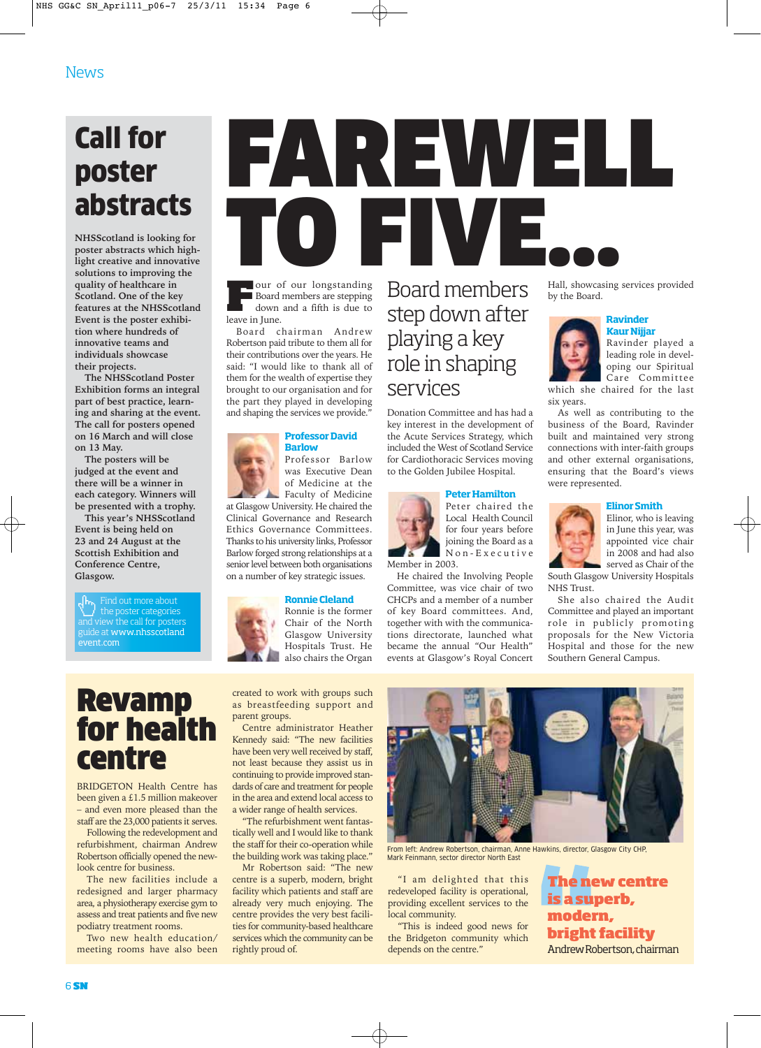News

## Call for poster abstracts

NHSScotland is looking for poster abstracts which highlight creative and innovative solutions to improving the quality of healthcare in Scotland. One of the key features at the NHSScotland Event is the poster exhibition where hundreds of innovative teams and individuals showcase their projects.

The NHSScotland Poster Exhibition forms an integral part of best practice, learning and sharing at the event. The call for posters opened on 16 March and will close on 13 May.

The posters will be judged at the event and there will be a winner in each category. Winners will be presented with a trophy.

This year's NHSScotland Event is being held on 23 and 24 August at the Scottish Exhibition and Conference Centre, Glasgow.

Find out more about the poster categories and view the call for posters guide at www.nhsscotland event.com

# FAREWELL TO FIVE...

## Board members step down after playing a key role in shaping services

Four of our longstanding Board members are stepping down and a fifth is due to leave in June.

Board chairman Andrew Robertson paid tribute to them all for their contributions over the years. He said: "I would like to thank all of them for the wealth of expertise they brought to our organisation and for the part they played in developing and shaping the services we provide."

### Professor David Barlow

Professor Barlow was Executive Dean of Medicine at the Faculty of Medicine at Glasgow University. He chaired the Clinical Governance and Research Ethics Governance Committees. Thanks to his university links, Professor Barlow forged strong relationships at a senior level between both organisations on a number of key strategic issues.

### Ronnie Cleland

Ronnie is the former Chair of the North Glasgow University Hospitals Trust. He also chairs the Organ Donation Committee and has had a key interest in the development of the Acute Services Strategy, which included the West of Scotland Service for Cardiothoracic Services moving to the Golden Jubilee Hospital.

### Peter Hamilton

Peter chaired the Local Health Council for four years before joining the Board as a Non-Executive Member in 2003.

He chaired the Involving People Committee, was vice chair of two CHCPs and a member of a number of key Board committees. And, together with with the communications directorate, launched what became the annual "Our Health" events at Glasgow's Royal Concert Hall, showcasing services provided by the Board.

### Ravinder Kaur Nijjar

Ravinder played a leading role in developing our Spiritual Care Committee which she chaired for the last six years.

As well as contributing to the business of the Board, Ravinder built and maintained very strong connections with inter-faith groups and other external organisations, ensuring that the Board's views were represented.

### Elinor Smith

Elinor, who is leaving in June this year, was appointed vice chair in 2008 and had also served as Chair of the South Glasgow University Hospitals NHS Trust.

She also chaired the Audit Committee and played an important role in publicly promoting proposals for the New Victoria Hospital and those for the new Southern General Campus.

## Revamp for health centre

BRIDGETON Health Centre has been given a £1.5 million makeover – and even more pleased than the staff are the 23,000 patients it serves.

Following the redevelopment and refurbishment, chairman Andrew Robertson officially opened the new-look centre for business.

The new facilities include a redesigned and larger pharmacy area, a physiotherapy exercise gym to assess and treat patients and five new podiatry treatment rooms.

Two new health education/meeting rooms have also been created to work with groups such as breastfeeding support and parent groups.

Centre administrator Heather Kennedy said: "The new facilities have been very well received by staff, not least because they assist us in continuing to provide improved standards of care and treatment for people in the area and extend local access to a wider range of health services.

"The refurbishment went fantastically well and I would like to thank the staff for their co-operation while the building work was taking place."

Mr Robertson said: "The new centre is a superb, modern, bright facility which patients and staff are already very much enjoying. The centre provides the very best facilities for community-based healthcare services which the community can be rightly proud of.

"I am delighted that this redeveloped facility is operational, providing excellent services to the local community.

"This is indeed good news for the Bridgeton community which depends on the centre."

From left: Andrew Robertson, chairman, Anne Hawkins, director, Glasgow City CHP, Mark Feinmann, sector director North East

> **The new centre is a superb, modern, bright facility**
> Andrew Robertson, chairman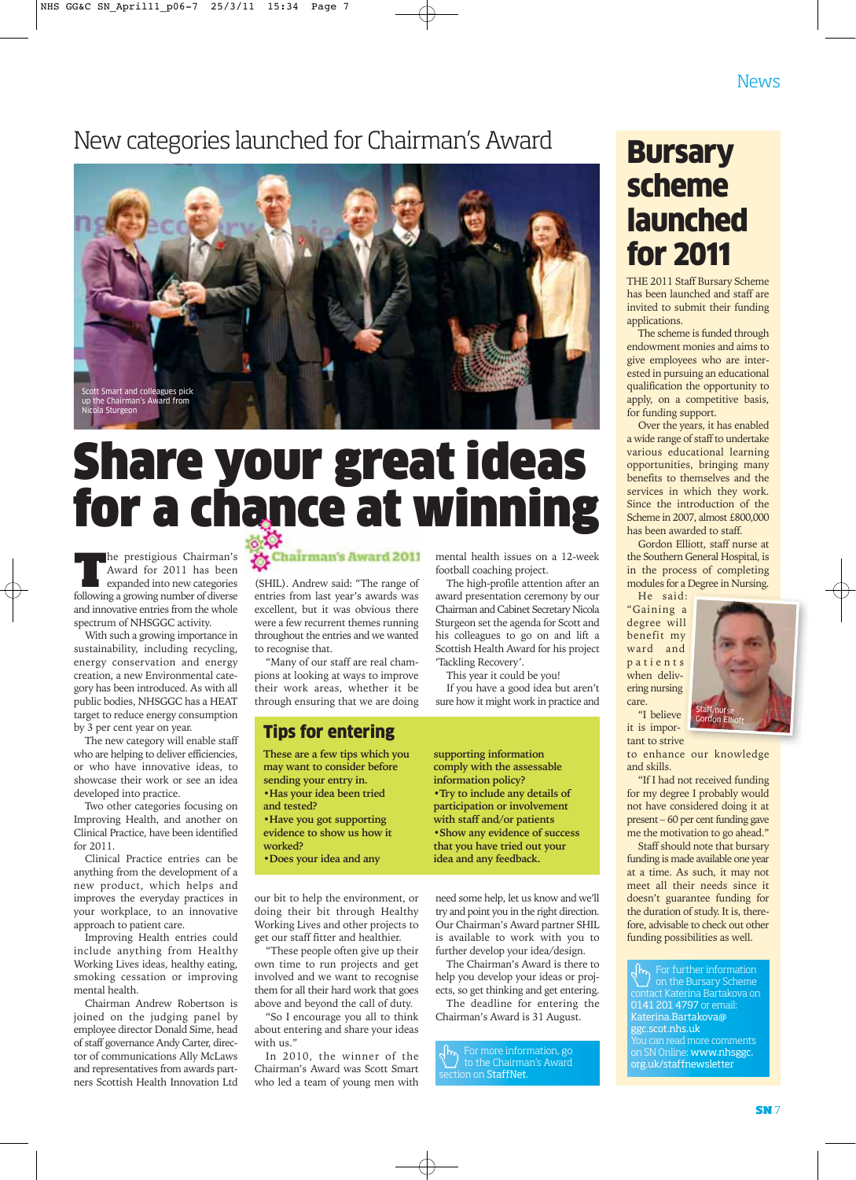News

# New categories launched for Chairman's Award

Scott Smart and colleagues pick up the Chairman's Award from Nicola Sturgeon

# Share your great ideas for a chance at winning

Chairman's Award 2011

The prestigious Chairman's Award for 2011 has been expanded into new categories following a growing number of diverse and innovative entries from the whole spectrum of NHSGGC activity.

With such a growing importance in sustainability, including recycling, energy conservation and energy creation, a new Environmental category has been introduced. As with all public bodies, NHSGGC has a HEAT target to reduce energy consumption by 3 per cent year on year.

The new category will enable staff who are helping to deliver efficiencies, or who have innovative ideas, to showcase their work or see an idea developed into practice.

Two other categories focusing on Improving Health, and another on Clinical Practice, have been identified for 2011.

Clinical Practice entries can be anything from the development of a new product, which helps and improves the everyday practices in your workplace, to an innovative approach to patient care.

Improving Health entries could include anything from Healthy Working Lives ideas, healthy eating, smoking cessation or improving mental health.

Chairman Andrew Robertson is joined on the judging panel by employee director Donald Sime, head of staff governance Andy Carter, director of communications Ally McLaws and representatives from awards partners Scottish Health Innovation Ltd (SHIL). Andrew said: "The range of entries from last year's awards was excellent, but it was obvious there were a few recurrent themes running throughout the entries and we wanted to recognise that.

"Many of our staff are real champions at looking at ways to improve their work areas, whether it be through ensuring that we are doing our bit to help the environment, or doing their bit through Healthy Working Lives and other projects to get our staff fitter and healthier.

"These people often give up their own time to run projects and get involved and we want to recognise them for all their hard work that goes above and beyond the call of duty.

"So I encourage you all to think about entering and share your ideas with us."

In 2010, the winner of the Chairman's Award was Scott Smart who led a team of young men with mental health issues on a 12-week football coaching project.

The high-profile attention after an award presentation ceremony by our Chairman and Cabinet Secretary Nicola Sturgeon set the agenda for Scott and his colleagues to go on and lift a Scottish Health Award for his project 'Tackling Recovery'.

This year it could be you!

If you have a good idea but aren't sure how it might work in practice and need some help, let us know and we'll try and point you in the right direction. Our Chairman's Award partner SHIL is available to work with you to further develop your idea/design.

The Chairman's Award is there to help you develop your ideas or projects, so get thinking and get entering.

The deadline for entering the Chairman's Award is 31 August.

## Tips for entering

**These are a few tips which you may want to consider before sending your entry in.**

- **Has your idea been tried and tested?**
- **Have you got supporting evidence to show us how it worked?**
- **Does your idea and any supporting information comply with the assessable information policy?**
- **Try to include any details of participation or involvement with staff and/or patients**
- **Show any evidence of success that you have tried out your idea and any feedback.**

For more information, go to the Chairman's Award section on StaffNet.

# Bursary scheme launched for 2011

THE 2011 Staff Bursary Scheme has been launched and staff are invited to submit their funding applications.

The scheme is funded through endowment monies and aims to give employees who are interested in pursuing an educational qualification the opportunity to apply, on a competitive basis, for funding support.

Over the years, it has enabled a wide range of staff to undertake various educational learning opportunities, bringing many benefits to themselves and the services in which they work. Since the introduction of the Scheme in 2007, almost £800,000 has been awarded to staff.

Gordon Elliott, staff nurse at the Southern General Hospital, is in the process of completing modules for a Degree in Nursing.

He said: "Gaining a degree will benefit my ward and patients when delivering nursing care.

Staff nurse Gordon Elliott

"I believe it is important to strive to enhance our knowledge and skills.

"If I had not received funding for my degree I probably would not have considered doing it at present – 60 per cent funding gave me the motivation to go ahead."

Staff should note that bursary funding is made available one year at a time. As such, it may not meet all their needs since it doesn't guarantee funding for the duration of study. It is, therefore, advisable to check out other funding possibilities as well.

For further information on the Bursary Scheme contact Katerina Bartakova on 0141 201 4797 or email: Katerina.Bartakova@ggc.scot.nhs.uk

You can read more comments on SN Online: www.nhsggc.org.uk/staffnewsletter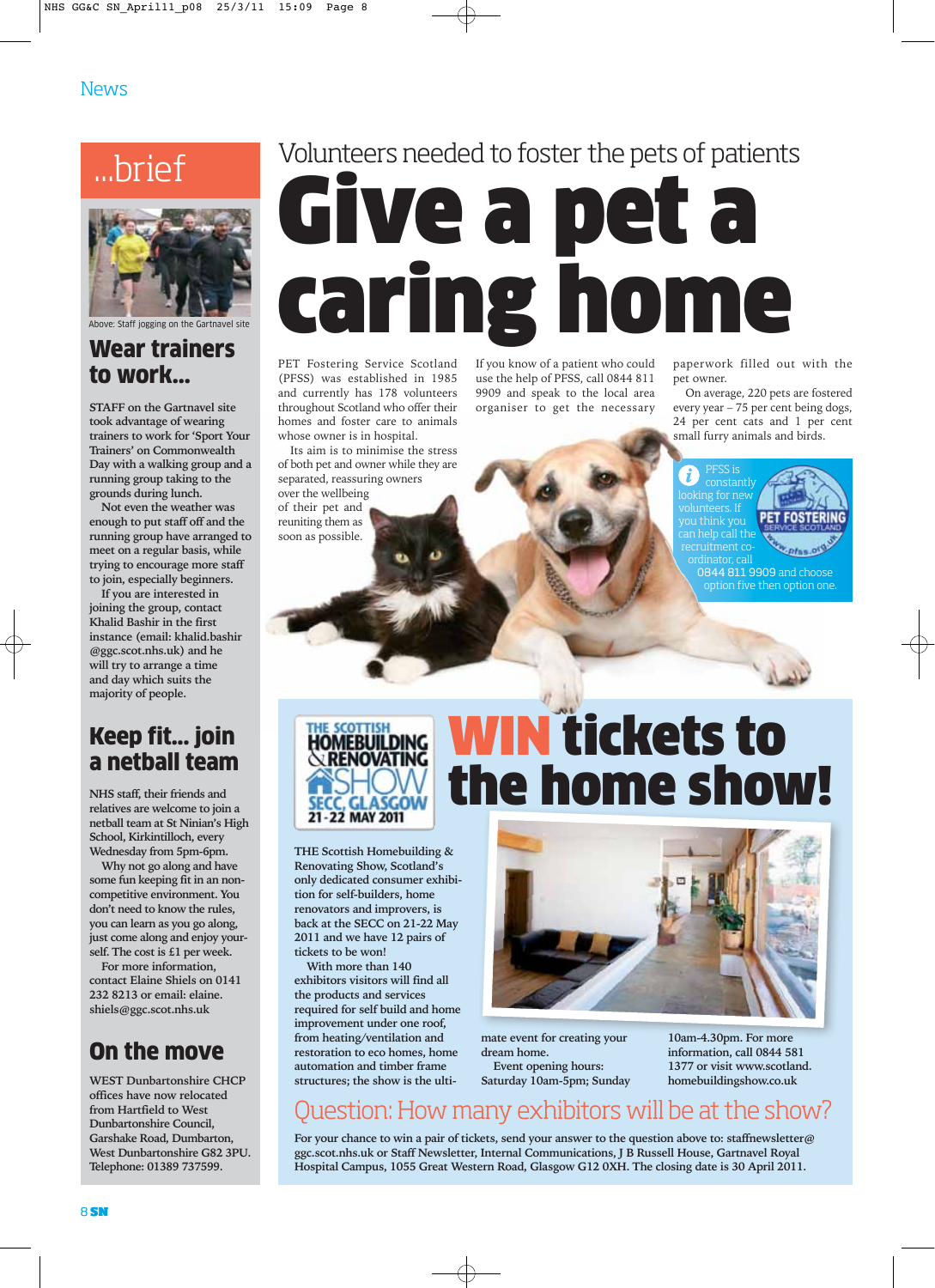News

## ...brief

Above: Staff jogging on the Gartnavel site

### Wear trainers to work...

STAFF on the Gartnavel site took advantage of wearing trainers to work for 'Sport Your Trainers' on Commonwealth Day with a walking group and a running group taking to the grounds during lunch.

Not even the weather was enough to put staff off and the running group have arranged to meet on a regular basis, while trying to encourage more staff to join, especially beginners.

If you are interested in joining the group, contact Khalid Bashir in the first instance (email: khalid.bashir@ggc.scot.nhs.uk) and he will try to arrange a time and day which suits the majority of people.

### Keep fit... join a netball team

NHS staff, their friends and relatives are welcome to join a netball team at St Ninian's High School, Kirkintilloch, every Wednesday from 5pm-6pm.

Why not go along and have some fun keeping fit in an non-competitive environment. You don't need to know the rules, you can learn as you go along, just come along and enjoy yourself. The cost is £1 per week.

For more information, contact Elaine Shiels on 0141 232 8213 or email: elaine.shiels@ggc.scot.nhs.uk

### On the move

WEST Dunbartonshire CHCP offices have now relocated from Hartfield to West Dunbartonshire Council, Garshake Road, Dumbarton, West Dunbartonshire G82 3PU. Telephone: 01389 737599.

Volunteers needed to foster the pets of patients

# Give a pet a caring home

PET Fostering Service Scotland (PFSS) was established in 1985 and currently has 178 volunteers throughout Scotland who offer their homes and foster care to animals whose owner is in hospital.

Its aim is to minimise the stress of both pet and owner while they are separated, reassuring owners over the wellbeing of their pet and reuniting them as soon as possible.

If you know of a patient who could use the help of PFSS, call 0844 811 9909 and speak to the local area organiser to get the necessary paperwork filled out with the pet owner.

On average, 220 pets are fostered every year – 75 per cent being dogs, 24 per cent cats and 1 per cent small furry animals and birds.

PFSS is constantly looking for new volunteers. If you think you can help call the recruitment co-ordinator, call 0844 811 9909 and choose option five then option one.

PET FOSTERING SERVICE SCOTLAND www.pfss.org.uk

THE SCOTTISH HOMEBUILDING & RENOVATING SHOW SECC, GLASGOW 21-22 MAY 2011

# WIN tickets to the home show!

THE Scottish Homebuilding & Renovating Show, Scotland's only dedicated consumer exhibition for self-builders, home renovators and improvers, is back at the SECC on 21-22 May 2011 and we have 12 pairs of tickets to be won!

With more than 140 exhibitors visitors will find all the products and services required for self build and home improvement under one roof, from heating/ventilation and restoration to eco homes, home automation and timber frame structures; the show is the ultimate event for creating your dream home.

Event opening hours: Saturday 10am-5pm; Sunday 10am-4.30pm. For more information, call 0844 581 1377 or visit www.scotland.homebuildingshow.co.uk

## Question: How many exhibitors will be at the show?

For your chance to win a pair of tickets, send your answer to the question above to: staffnewsletter@ggc.scot.nhs.uk or Staff Newsletter, Internal Communications, J B Russell House, Gartnavel Royal Hospital Campus, 1055 Great Western Road, Glasgow G12 0XH. The closing date is 30 April 2011.